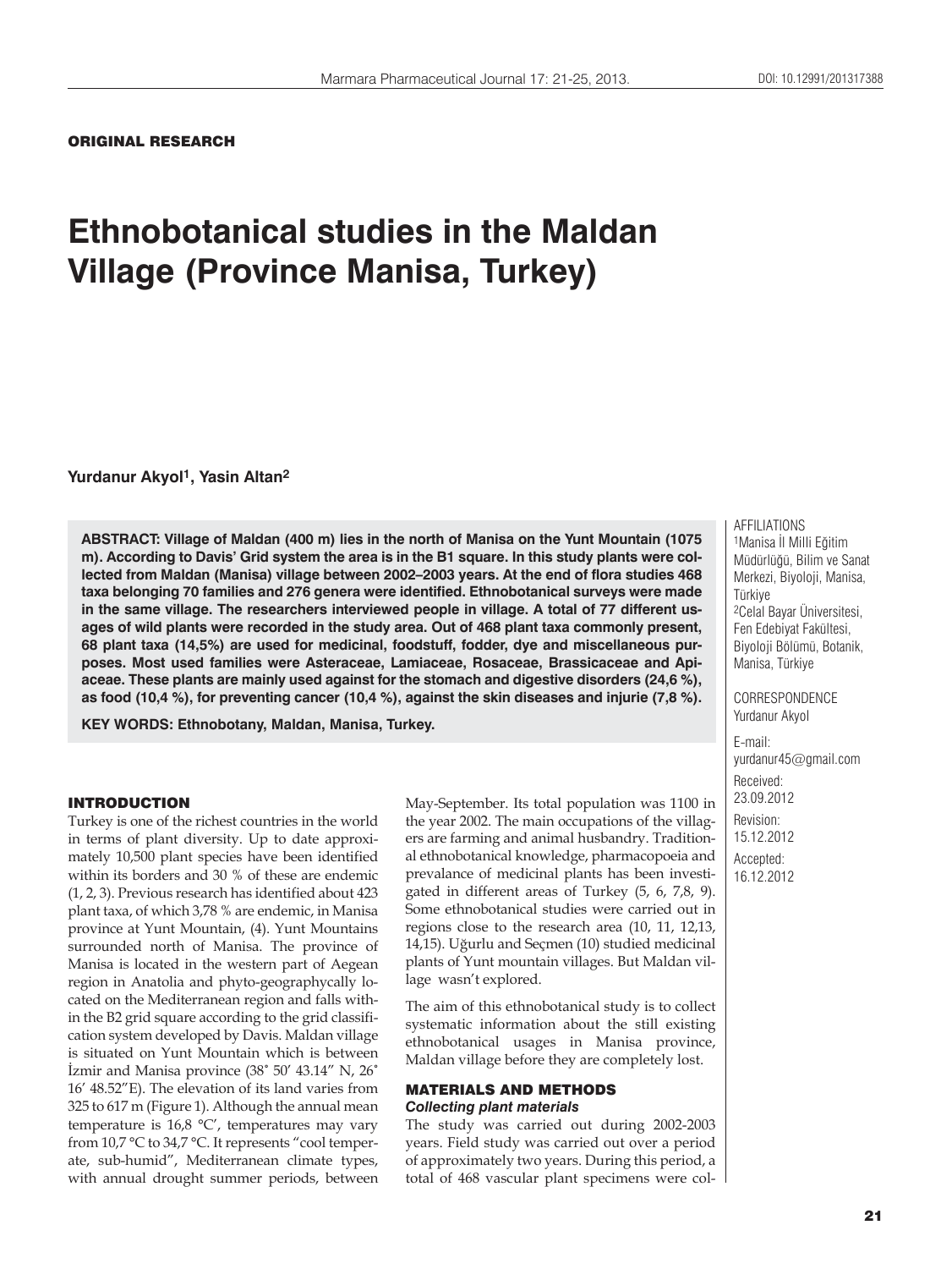ORIGINAL RESEARCH

# Ethnobotanical studies in the Maldan Village (Province Manisa, Turkey)

**Yurdanur Akyol[1], Yasin Altan[2]**

**ABSTRACT: Village of Maldan (400 m) lies in the north of Manisa on the Yunt Mountain (1075 m). According to Davis' Grid system the area is in the B1 square. In this study plants were collected from Maldan (Manisa) village between 2002–2003 years. At the end of flora studies 468 taxa belonging 70 families and 276 genera were identified. Ethnobotanical surveys were made in the same village. The researchers interviewed people in village. A total of 77 different usages of wild plants were recorded in the study area. Out of 468 plant taxa commonly present, 68 plant taxa (14,5%) are used for medicinal, foodstuff, fodder, dye and miscellaneous purposes. Most used families were Asteraceae, Lamiaceae, Rosaceae, Brassicaceae and Apiaceae. These plants are mainly used against for the stomach and digestive disorders (24,6 %), as food (10,4 %), for preventing cancer (10,4 %), against the skin diseases and injurie (7,8 %).**

**KEY WORDS: Ethnobotany, Maldan, Manisa, Turkey.**

AFFILIATIONS
[1]Manisa İl Milli Eğitim Müdürlüğü, Bilim ve Sanat Merkezi, Biyoloji, Manisa, Türkiye
[2]Celal Bayar Üniversitesi, Fen Edebiyat Fakültesi, Biyoloji Bölümü, Botanik, Manisa, Türkiye

CORRESPONDENCE
Yurdanur Akyol

E-mail:
yurdanur45@gmail.com

Received:
23.09.2012

Revision:
15.12.2012

Accepted:
16.12.2012

## INTRODUCTION

Turkey is one of the richest countries in the world in terms of plant diversity. Up to date approximately 10,500 plant species have been identified within its borders and 30 % of these are endemic (1, 2, 3). Previous research has identified about 423 plant taxa, of which 3,78 % are endemic, in Manisa province at Yunt Mountain, (4). Yunt Mountains surrounded north of Manisa. The province of Manisa is located in the western part of Aegean region in Anatolia and phyto-geographycally located on the Mediterranean region and falls within the B2 grid square according to the grid classification system developed by Davis. Maldan village is situated on Yunt Mountain which is between İzmir and Manisa province (38˚ 50′ 43.14″ N, 26˚ 16′ 48.52″E). The elevation of its land varies from 325 to 617 m (Figure 1). Although the annual mean temperature is 16,8 °C', temperatures may vary from 10,7 °C to 34,7 °C. It represents "cool temperate, sub-humid", Mediterranean climate types, with annual drought summer periods, between May-September. Its total population was 1100 in the year 2002. The main occupations of the villagers are farming and animal husbandry. Traditional ethnobotanical knowledge, pharmacopoeia and prevalance of medicinal plants has been investigated in different areas of Turkey (5, 6, 7,8, 9). Some ethnobotanical studies were carried out in regions close to the research area (10, 11, 12,13, 14,15). Uğurlu and Seçmen (10) studied medicinal plants of Yunt mountain villages. But Maldan village wasn't explored.

The aim of this ethnobotanical study is to collect systematic information about the still existing ethnobotanical usages in Manisa province, Maldan village before they are completely lost.

## MATERIALS AND METHODS

### *Collecting plant materials*

The study was carried out during 2002-2003 years. Field study was carried out over a period of approximately two years. During this period, a total of 468 vascular plant specimens were col-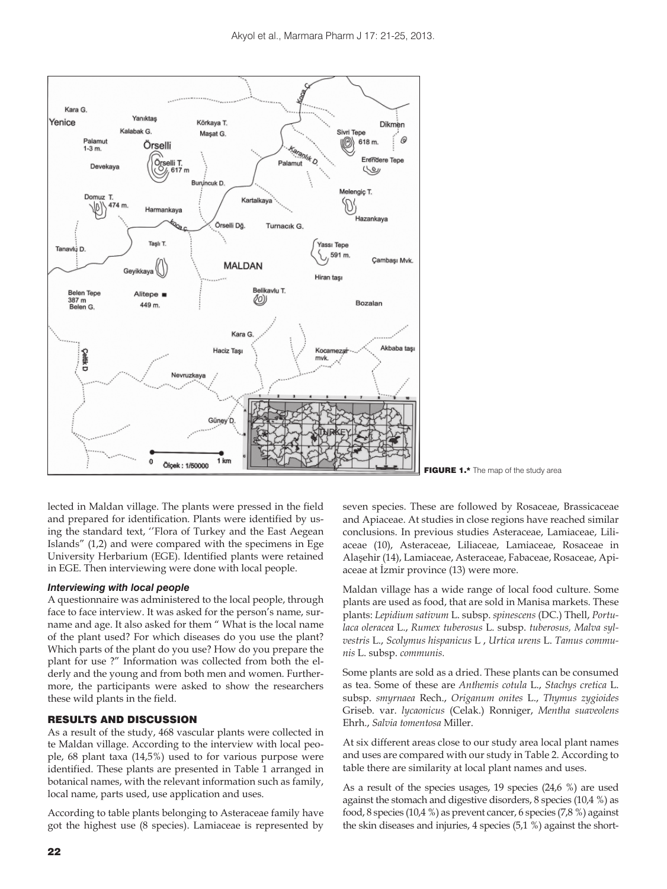**FIGURE 1.*** The map of the study area

lected in Maldan village. The plants were pressed in the field and prepared for identification. Plants were identified by using the standard text, ''Flora of Turkey and the East Aegean Islands" (1,2) and were compared with the specimens in Ege University Herbarium (EGE). Identified plants were retained in EGE. Then interviewing were done with local people.

### *Interviewing with local people*

A questionnaire was administered to the local people, through face to face interview. It was asked for the person's name, surname and age. It also asked for them " What is the local name of the plant used? For which diseases do you use the plant? Which parts of the plant do you use? How do you prepare the plant for use ?" Information was collected from both the elderly and the young and from both men and women. Furthermore, the participants were asked to show the researchers these wild plants in the field.

## RESULTS AND DISCUSSION

As a result of the study, 468 vascular plants were collected in te Maldan village. According to the interview with local people, 68 plant taxa (14,5%) used to for various purpose were identified. These plants are presented in Table 1 arranged in botanical names, with the relevant information such as family, local name, parts used, use application and uses.

According to table plants belonging to Asteraceae family have got the highest use (8 species). Lamiaceae is represented by seven species. These are followed by Rosaceae, Brassicaceae and Apiaceae. At studies in close regions have reached similar conclusions. In previous studies Asteraceae, Lamiaceae, Liliaceae (10), Asteraceae, Liliaceae, Lamiaceae, Rosaceae in Alaşehir (14), Lamiaceae, Asteraceae, Fabaceae, Rosaceae, Apiaceae at İzmir province (13) were more.

Maldan village has a wide range of local food culture. Some plants are used as food, that are sold in Manisa markets. These plants: *Lepidium sativum* L. subsp. *spinescens* (DC.) Thell, *Portulaca oleracea* L., *Rumex tuberosus* L. subsp. *tuberosus, Malva sylvestris* L., *Scolymus hispanicus* L , *Urtica urens* L. *Tamus communis* L. subsp. *communis.*

Some plants are sold as a dried. These plants can be consumed as tea. Some of these are *Anthemis cotula* L., *Stachys cretica* L. subsp. *smyrnaea* Rech., *Origanum onites* L., *Thymus zygioides* Griseb. var. *lycaonicus* (Celak.) Ronniger, *Mentha suaveolens* Ehrh., *Salvia tomentosa* Miller.

At six different areas close to our study area local plant names and uses are compared with our study in Table 2. According to table there are similarity at local plant names and uses.

As a result of the species usages, 19 species (24,6 %) are used against the stomach and digestive disorders, 8 species (10,4 %) as food, 8 species (10,4 %) as prevent cancer, 6 species (7,8 %) against the skin diseases and injuries, 4 species (5,1 %) against the short-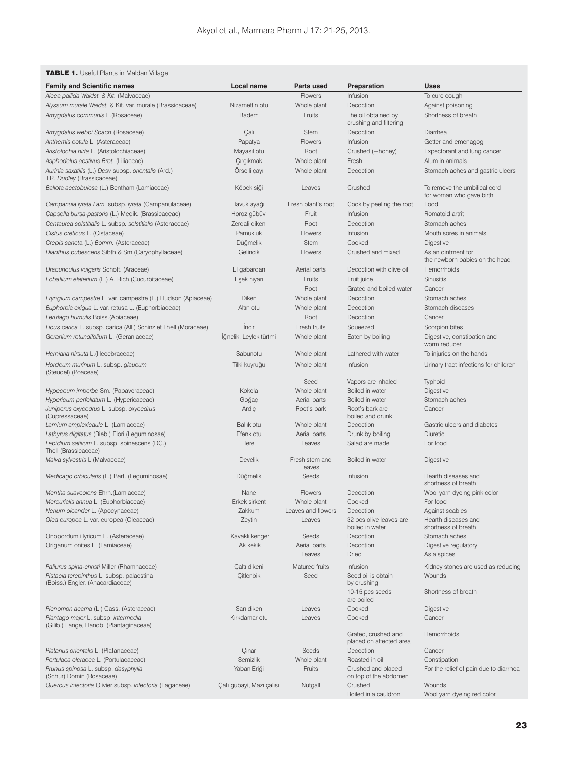**TABLE 1.** Useful Plants in Maldan Village

| Family and Scientific names | Local name | Parts used | Preparation | Uses |
|---|---|---|---|---|
| *Alcea pallida Waldst. & Kit.* (Malvaceae) | | Flowers | Infusion | To cure cough |
| *Alyssum murale Waldst.* & Kit. var. murale (Brassicaceae) | Nizamettin otu | Whole plant | Decoction | Against poisoning |
| *Amygdalus communis* L.(Rosaceae) | Badem | Fruits | The oil obtained by crushing and filtering | Shortness of breath |
| *Amygdalus webbi Spach* (Rosaceae) | Çalı | Stem | Decoction | Diarrhea |
| *Anthemis cotula* L. (Asteraceae) | Papatya | Flowers | Infusion | Getter and emenagog |
| *Aristolochia hirta* L. (Aristolochiaceae) | Mayasıl otu | Root | Crushed (+honey) | Expectorant and lung cancer |
| *Asphodelus aestivus Brot.* (Liliaceae) | Çırçıkmak | Whole plant | Fresh | Alum in animals |
| *Aurinia saxatilis* (L.) *Desv* subsp. *orientalis* (Ard.) T.R. *Dudley* (Brassicaceae) | Örselli çayı | Whole plant | Decoction | Stomach aches and gastric ulcers |
| *Ballota acetobulosa* (L.) Bentham (Lamiaceae) | Köpek siği | Leaves | Crushed | To remove the umbilical cord for woman who gave birth |
| *Campanula lyrata Lam.* subsp. *lyrata* (Campanulaceae) | Tavuk ayağı | Fresh plant's root | Cook by peeling the root | Food |
| *Capsella bursa-pastoris* (L.) Medik. (Brassicaceae) | Horoz gübüvi | Fruit | Infusion | Romatoid artrit |
| *Centaurea solstitialis* L. subsp. *solstitialis* (Asteraceae) | Zerdali dikeni | Root | Decoction | Stomach aches |
| *Cistus creticus* L. (Cistaceae) | Pamukluk | Flowers | Infusion | Mouth sores in animals |
| *Crepis sancta* (L.) *Bornm.* (Asteraceae) | Düğmelik | Stem | Cooked | Digestive |
| *Dianthus pubescens* Sibth.& Sm.(Caryophyllaceae) | Gelincik | Flowers | Crushed and mixed | As an ointment for the newborn babies on the head. |
| *Dracunculus vulgaris* Schott. (Araceae) | El gabardan | Aerial parts | Decoction with olive oil | Hemorrhoids |
| *Ecballium elaterium* (L.) A. Rich.(Cucurbitaceae) | Eşek hıyarı | Fruits | Fruit juice | Sinusitis |
| | | Root | Grated and boiled water | Cancer |
| *Eryngium campestre* L. var. campestre (L.) Hudson (Apiaceae) | Diken | Whole plant | Decoction | Stomach aches |
| *Euphorbia exigua* L. var. retusa L. (Euphorbiaceae) | Altın otu | Whole plant | Decoction | Stomach diseases |
| *Ferulago humulis* Boiss.(Apiaceae) | | Root | Decoction | Cancer |
| *Ficus carica* L. subsp. carica (All.) Schinz et Thell (Moraceae) | İncir | Fresh fruits | Squeezed | Scorpion bites |
| *Geranium rotundifolium* L. (Geraniaceae) | İğnelik, Leylek türtmi | Whole plant | Eaten by boiling | Digestive, constipation and worm reducer |
| *Herniaria hirsuta* L.(Illecebraceae) | Sabunotu | Whole plant | Lathered with water | To injuries on the hands |
| *Hordeum murinum* L. subsp. *glaucum* (Steudel) (Poaceae) | Tilki kuyruğu | Whole plant | Infusion | Urinary tract infections for children |
| | | Seed | Vapors are inhaled | Typhoid |
| *Hypecoum imberbe* Sm. (Papaveraceae) | Kokola | Whole plant | Boiled in water | Digestive |
| *Hypericum perfoliatum* L. (Hypericaceae) | Goğaç | Aerial parts | Boiled in water | Stomach aches |
| *Juniperus oxycedrus* L. subsp. *oxycedrus* (Cupressaceae) | Ardıç | Root's bark | Root's bark are boiled and drunk | Cancer |
| *Lamium amplexicaule* L. (Lamiaceae) | Ballık otu | Whole plant | Decoction | Gastric ulcers and diabetes |
| *Lathyrus digitatus* (Bieb.) Fiori (Leguminosae) | Efenk otu | Aerial parts | Drunk by boiling | Diuretic |
| *Lepidium sativum* L. subsp. spinescens (DC.) Thell (Brassicaceae) | Tere | Leaves | Salad are made | For food |
| *Malva sylvestris* L (Malvaceae) | Develik | Fresh stem and leaves | Boiled in water | Digestive |
| *Medicago orbicularis* (L.) Bart. (Leguminosae) | Düğmelik | Seeds | Infusion | Hearth diseases and shortness of breath |
| *Mentha suaveolens* Ehrh.(Lamiaceae) | Nane | Flowers | Decoction | Wool yarn dyeing pink color |
| *Mercurialis annua* L. (Euphorbiaceae) | Erkek sirkent | Whole plant | Cooked | For food |
| *Nerium oleander* L. (Apocynaceae) | Zakkum | Leaves and flowers | Decoction | Against scabies |
| *Olea europea* L. var. europea (Oleaceae) | Zeytin | Leaves | 32 pcs olive leaves are boiled in water | Hearth diseases and shortness of breath |
| Onopordum illyricum L. (Asteraceae) | Kavaklı kenger | Seeds | Decoction | Stomach aches |
| Origanum onites L. (Lamiaceae) | Ak kekik | Aerial parts | Decoction | Digestive regulatory |
| | | Leaves | Dried | As a spices |
| *Paliurus spina-christi* Miller (Rhamnaceae) | Çaltı dikeni | Matured fruits | Infusion | Kidney stones are used as reducing |
| *Pistacia terebinthus* L. subsp. palaestina (Boiss.) Engler. (Anacardiaceae) | Çitlenbik | Seed | Seed oil is obtain by crushing | Wounds |
| | | | 10-15 pcs seeds are boiled | Shortness of breath |
| *Picnomon acarna* (L.) Cass. (Asteraceae) | Sarı diken | Leaves | Cooked | Digestive |
| *Plantago major* L. subsp. *intermedia* (Gilib.) Lange, Handb. (Plantaginaceae) | Kırkdamar otu | Leaves | Cooked | Cancer |
| | | | Grated, crushed and placed on affected area | Hemorrhoids |
| *Platanus orientalis* L. (Platanaceae) | Çınar | Seeds | Decoction | Cancer |
| *Portulaca oleracea* L. (Portulacaceae) | Semizlik | Whole plant | Roasted in oil | Constipation |
| *Prunus spinosa* L. subsp. *dasyphylla* (Schur) Domin (Rosaceae) | Yaban Eriği | Fruits | Crushed and placed on top of the abdomen | For the relief of pain due to diarrhea |
| *Quercus infectoria* Olivier subsp. *infectoria* (Fagaceae) | Çalı gubayi, Mazı çalısı | Nutgall | Crushed | Wounds |
| | | | Boiled in a cauldron | Wool yarn dyeing red color |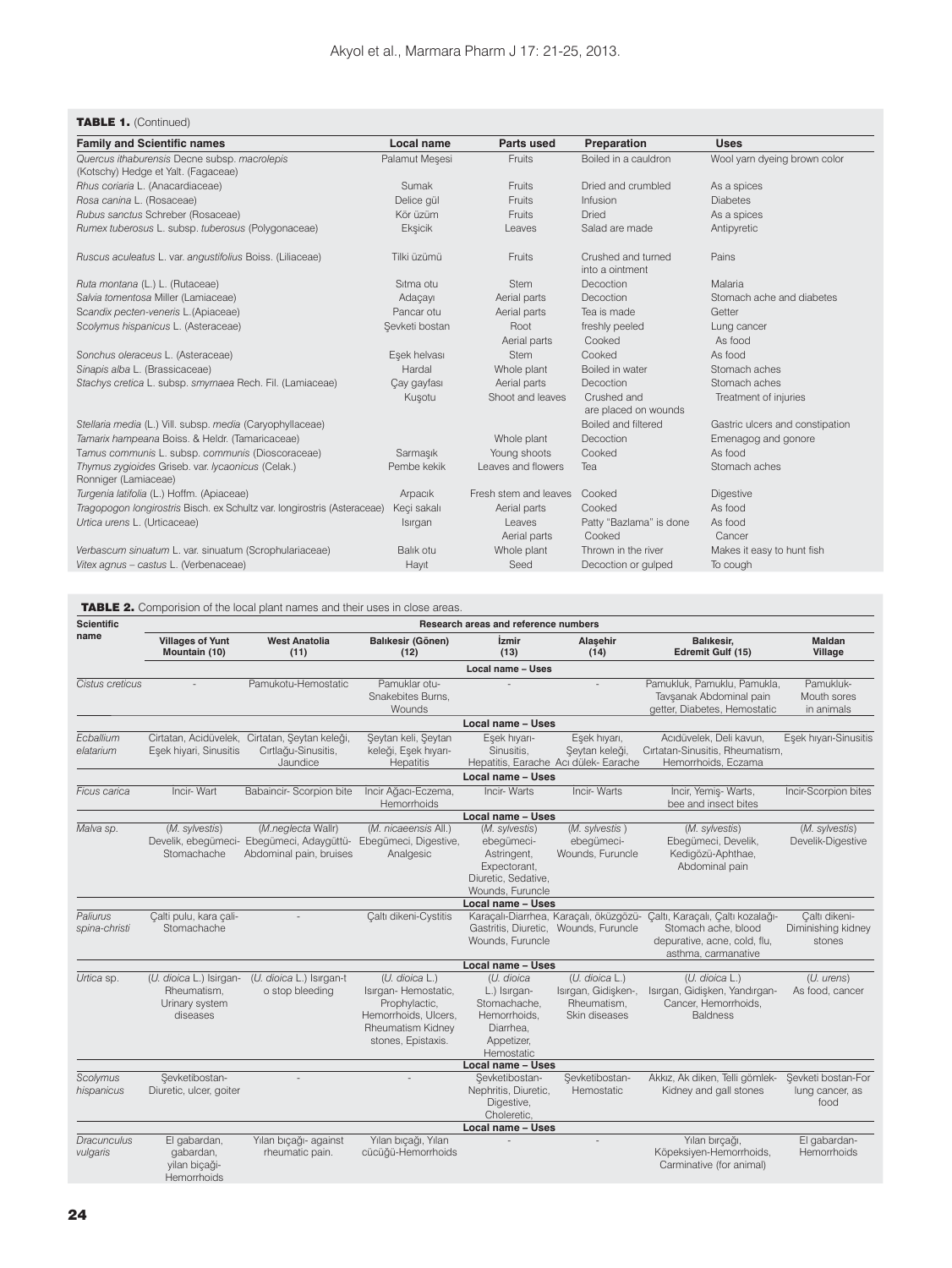**TABLE 1.** (Continued)

| Family and Scientific names | Local name | Parts used | Preparation | Uses |
|---|---|---|---|---|
| *Quercus ithaburensis* Decne subsp. *macrolepis* (Kotschy) Hedge et Yalt. (Fagaceae) | Palamut Meşesi | Fruits | Boiled in a cauldron | Wool yarn dyeing brown color |
| *Rhus coriaria* L. (Anacardiaceae) | Sumak | Fruits | Dried and crumbled | As a spices |
| *Rosa canina* L. (Rosaceae) | Delice gül | Fruits | Infusion | Diabetes |
| *Rubus sanctus* Schreber (Rosaceae) | Kör üzüm | Fruits | Dried | As a spices |
| *Rumex tuberosus* L. subsp. *tuberosus* (Polygonaceae) | Ekşicik | Leaves | Salad are made | Antipyretic |
| *Ruscus aculeatus* L. var. *angustifolius* Boiss. (Liliaceae) | Tilki üzümü | Fruits | Crushed and turned into a ointment | Pains |
| *Ruta montana* (L.) L. (Rutaceae) | Sıtma otu | Stem | Decoction | Malaria |
| *Salvia tomentosa* Miller (Lamiaceae) | Adaçayı | Aerial parts | Decoction | Stomach ache and diabetes |
| *Scandix pecten-veneris* L.(Apiaceae) | Pancar otu | Aerial parts | Tea is made | Getter |
| *Scolymus hispanicus* L. (Asteraceae) | Şevketi bostan | Root<br>Aerial parts | freshly peeled<br>Cooked | Lung cancer<br>As food |
| *Sonchus oleraceus* L. (Asteraceae) | Eşek helvası | Stem | Cooked | As food |
| *Sinapis alba* L. (Brassicaceae) | Hardal | Whole plant | Boiled in water | Stomach aches |
| *Stachys cretica* L. subsp. *smyrnaea* Rech. Fil. (Lamiaceae) | Çay gayfası<br>Kuşotu | Aerial parts<br>Shoot and leaves | Decoction<br>Crushed and are placed on wounds | Stomach aches<br>Treatment of injuries |
| *Stellaria media* (L.) Vill. subsp. *media* (Caryophyllaceae) | | | Boiled and filtered | Gastric ulcers and constipation |
| *Tamarix hampeana* Boiss. & Heldr. (Tamaricaceae) | | Whole plant | Decoction | Emenagog and gonore |
| *Tamus communis* L. subsp. *communis* (Dioscoraceae) | Sarmaşık | Young shoots | Cooked | As food |
| *Thymus zygioides* Griseb. var. *lycaonicus* (Celak.) Ronniger (Lamiaceae) | Pembe kekik | Leaves and flowers | Tea | Stomach aches |
| *Turgenia latifolia* (L.) Hoffm. (Apiaceae) | Arpacık | Fresh stem and leaves | Cooked | Digestive |
| *Tragopogon longirostris* Bisch. ex Schultz var. longirostris (Asteraceae) | Keçi sakalı | Aerial parts | Cooked | As food |
| *Urtica urens* L. (Urticaceae) | Isırgan | Leaves<br>Aerial parts | Patty "Bazlama" is done<br>Cooked | As food<br>Cancer |
| *Verbascum sinuatum* L. var. sinuatum (Scrophulariaceae) | Balık otu | Whole plant | Thrown in the river | Makes it easy to hunt fish |
| *Vitex agnus – castus* L. (Verbenaceae) | Hayıt | Seed | Decoction or gulped | To cough |

**TABLE 2.** Comporision of the local plant names and their uses in close areas.

| Scientific name | Research areas and reference numbers | | | | | | |
|---|---|---|---|---|---|---|---|
| | Villages of Yunt Mountain (10) | West Anatolia (11) | Balıkesir (Gönen) (12) | İzmir (13) | Alaşehir (14) | Balıkesir, Edremit Gulf (15) | Maldan Village |
| | | | | Local name – Uses | | | |
| *Cistus creticus* | - | Pamukotu-Hemostatic | Pamuklar otu-Snakebites Burns, Wounds | - | - | Pamukluk, Pamuklu, Pamukla, Tavşanak Abdominal pain getter, Diabetes, Hemostatic | Pamukluk-Mouth sores in animals |
| | | | | Local name – Uses | | | |
| *Ecballium elatarium* | Cirtatan, Acidüvelek, Eşek hiyari, Sinusitis | Cirtatan, Şeytan keleği, Cırtlağu-Sinusitis, Jaundice | Şeytan keli, Şeytan keleği, Eşek hıyarı-Hepatitis | Eşek hıyarı-Sinusitis, Hepatitis, Earache | Eşek hıyarı, Şeytan keleği, Acı dülek- Earache | Acıdüvelek, Deli kavun, Cırtatan-Sinusitis, Rheumatism, Hemorrhoids, Eczama | Eşek hıyarı-Sinusitis |
| | | | | Local name – Uses | | | |
| *Ficus carica* | Incir- Wart | Babaincir- Scorpion bite | Incir Ağacı-Eczema, Hemorrhoids | Incir- Warts | Incir- Warts | Incir, Yemiş- Warts, bee and insect bites | Incir-Scorpion bites |
| | | | | Local name – Uses | | | |
| *Malva sp.* | (*M. sylvestis*) Develik, ebegümeci-Stomachache | (*M.neglecta* Wallr) Ebegümeci, Adaygüttü-Abdominal pain, bruises | (*M. nicaeensis* All.) Ebegümeci, Digestive, Analgesic | (*M. sylvestis*) ebegümeci-Astringent, Expectorant, Diuretic, Sedative, Wounds, Furuncle | (*M. sylvestis* ) ebegümeci-Wounds, Furuncle | (*M. sylvestis*) Ebegümeci, Develik, Kedigözü-Aphthae, Abdominal pain | (*M. sylvestis*) Develik-Digestive |
| | | | | Local name – Uses | | | |
| *Paliurus spina-christi* | Çalti pulu, kara çali-Stomachache | - | Çaltı dikeni-Cystitis | Karaçalı-Diarrhea, Gastritis, Diuretic, Wounds, Furuncle | Karaçalı, öküzgözü-Wounds, Furuncle | Çaltı, Karaçalı, Çaltı kozalağı-Stomach ache, blood depurative, acne, cold, flu, asthma, carmanative | Çaltı dikeni-Diminishing kidney stones |
| | | | | Local name – Uses | | | |
| *Urtica* sp. | (*U. dioica* L.) Isirgan-Rheumatism, Urinary system diseases | (*U. dioica* L.) Isırgan-t o stop bleeding | (*U. dioica* L.) Isırgan- Hemostatic, Prophylactic, Hemorrhoids, Ulcers, Rheumatism Kidney stones, Epistaxis. | (*U. dioica* L.) Isırgan-Stomachache, Hemorrhoids, Diarrhea, Appetizer, Hemostatic | (*U. dioica* L.) Isırgan, Gidişken-, Rheumatism, Skin diseases | (*U. dioica* L.) Isırgan, Gidişken, Yandırgan-Cancer, Hemorrhoids, Baldness | (*U. urens*) As food, cancer |
| | | | | Local name – Uses | | | |
| *Scolymus hispanicus* | Şevketibostan-Diuretic, ulcer, goiter | - | - | Şevketibostan-Nephritis, Diuretic, Digestive, Choleretic, | Şevketibostan-Hemostatic | Akkız, Ak diken, Telli gömlek-Kidney and gall stones | Şevketi bostan-For lung cancer, as food |
| | | | | Local name – Uses | | | |
| *Dracunculus vulgaris* | El gabardan, gabardan, yilan biçaği-Hemorrhoids | Yılan bıçağı- against rheumatic pain. | Yılan bıçağı, Yılan cücüğü-Hemorrhoids | - | - | Yılan bırçağı, Köpeksiyen-Hemorrhoids, Carminative (for animal) | El gabardan-Hemorrhoids |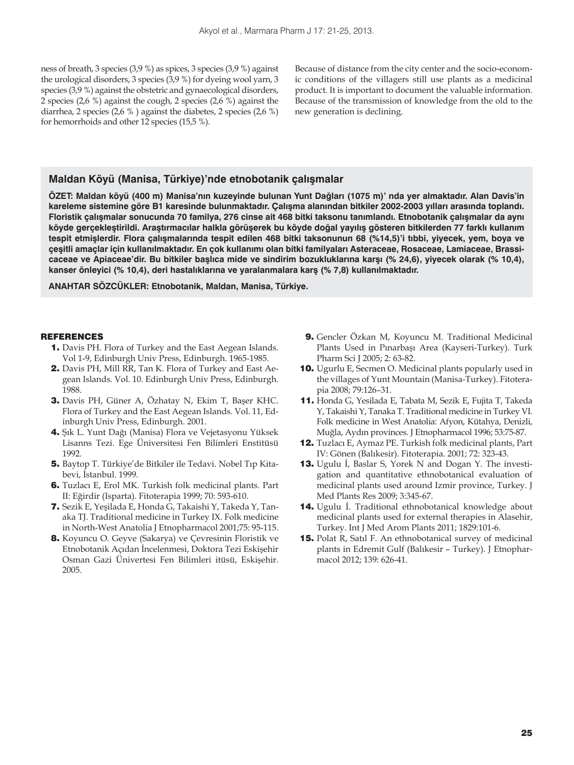ness of breath, 3 species (3,9 %) as spices, 3 species (3,9 %) against the urological disorders, 3 species (3,9 %) for dyeing wool yarn, 3 species (3,9 %) against the obstetric and gynaecological disorders, 2 species (2,6 %) against the cough, 2 species (2,6 %) against the diarrhea, 2 species (2,6 % ) against the diabetes, 2 species (2,6 %) for hemorrhoids and other 12 species (15,5 %).

Because of distance from the city center and the socio-economic conditions of the villagers still use plants as a medicinal product. It is important to document the valuable information. Because of the transmission of knowledge from the old to the new generation is declining.

## Maldan Köyü (Manisa, Türkiye)'nde etnobotanik çalışmalar

**ÖZET: Maldan köyü (400 m) Manisa'nın kuzeyinde bulunan Yunt Dağları (1075 m)' nda yer almaktadır. Alan Davis'in kareleme sistemine göre B1 karesinde bulunmaktadır. Çalışma alanından bitkiler 2002-2003 yılları arasında toplandı. Floristik çalışmalar sonucunda 70 familya, 276 cinse ait 468 bitki taksonu tanımlandı. Etnobotanik çalışmalar da aynı köyde gerçekleştirildi. Araştırmacılar halkla görüşerek bu köyde doğal yayılış gösteren bitkilerden 77 farklı kullanım tespit etmişlerdir. Flora çalışmalarında tespit edilen 468 bitki taksonunun 68 (%14,5)'i tıbbi, yiyecek, yem, boya ve çeşitli amaçlar için kullanılmaktadır. En çok kullanımı olan bitki familyaları Asteraceae, Rosaceae, Lamiaceae, Brassicaceae ve Apiaceae'dir. Bu bitkiler başlıca mide ve sindirim bozukluklarına karşı (% 24,6), yiyecek olarak (% 10,4), kanser önleyici (% 10,4), deri hastalıklarına ve yaralanmalara karş (% 7,8) kullanılmaktadır.**

**ANAHTAR SÖZCÜKLER: Etnobotanik, Maldan, Manisa, Türkiye.**

## REFERENCES

1. Davis PH. Flora of Turkey and the East Aegean Islands. Vol 1-9, Edinburgh Univ Press, Edinburgh. 1965-1985.
2. Davis PH, Mill RR, Tan K. Flora of Turkey and East Aegean Islands. Vol. 10. Edinburgh Univ Press, Edinburgh. 1988.
3. Davis PH, Güner A, Özhatay N, Ekim T, Başer KHC. Flora of Turkey and the East Aegean Islands. Vol. 11, Edinburgh Univ Press, Edinburgh. 2001.
4. Şık L. Yunt Dağı (Manisa) Flora ve Vejetasyonu Yüksek Lisanns Tezi. Ege Üniversitesi Fen Bilimleri Enstitüsü 1992.
5. Baytop T. Türkiye'de Bitkiler ile Tedavi. Nobel Tıp Kitabevi, İstanbul. 1999.
6. Tuzlacı E, Erol MK. Turkish folk medicinal plants. Part II: Eğirdir (Isparta). Fitoterapia 1999; 70: 593-610.
7. Sezik E, Yeşilada E, Honda G, Takaishi Y, Takeda Y, Tanaka TJ. Traditional medicine in Turkey IX. Folk medicine in North-West Anatolia J Etnopharmacol 2001;75: 95-115.
8. Koyuncu O. Geyve (Sakarya) ve Çevresinin Floristik ve Etnobotanik Açıdan İncelenmesi, Doktora Tezi Eskişehir Osman Gazi Ünivertesi Fen Bilimleri itüsü, Eskişehir. 2005.
9. Gencler Özkan M, Koyuncu M. Traditional Medicinal Plants Used in Pınarbaşı Area (Kayseri-Turkey). Turk Pharm Sci J 2005; 2: 63-82.
10. Ugurlu E, Secmen O. Medicinal plants popularly used in the villages of Yunt Mountain (Manisa-Turkey). Fitoterapia 2008; 79:126–31.
11. Honda G, Yesilada E, Tabata M, Sezik E, Fujita T, Takeda Y, Takaishi Y, Tanaka T. Traditional medicine in Turkey VI. Folk medicine in West Anatolia: Afyon, Kütahya, Denizli, Muğla, Aydın provinces. J Etnopharmacol 1996; 53:75-87.
12. Tuzlacı E, Aymaz PE. Turkish folk medicinal plants, Part IV: Gönen (Balıkesir). Fitoterapia. 2001; 72: 323-43.
13. Ugulu İ, Baslar S, Yorek N and Dogan Y. The investigation and quantitative ethnobotanical evaluation of medicinal plants used around Izmir province, Turkey. J Med Plants Res 2009; 3:345-67.
14. Ugulu İ. Traditional ethnobotanical knowledge about medicinal plants used for external therapies in Alasehir, Turkey. Int J Med Arom Plants 2011; 1829:101-6.
15. Polat R, Satıl F. An ethnobotanical survey of medicinal plants in Edremit Gulf (Balıkesir – Turkey). J Ethnopharmacol 2012; 139: 626-41.